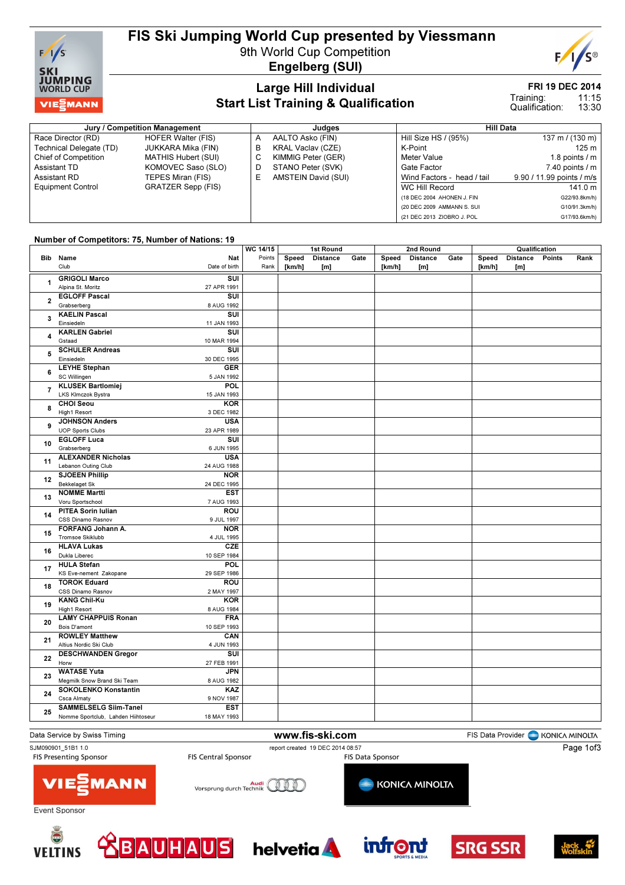# FIS Ski Jumping World Cup presented by Viessmann

9th World Cup Competition

**Engelberg (SUI)**

## Large Hill Individual

## Start List Training & Qualification

**FRI 19 DEC 2014**

Training: 11:15

Qualification: 13:30

| Jury / Competition Management | | Judges | | Hill Data | |
|---|---|---|---|---|---|
| Race Director (RD) | HOFER Walter (FIS) | A | AALTO Asko (FIN) | Hill Size HS / (95%) | 137 m / (130 m) |
| Technical Delegate (TD) | JUKKARA Mika (FIN) | B | KRAL Vaclav (CZE) | K-Point | 125 m |
| Chief of Competition | MATHIS Hubert (SUI) | C | KIMMIG Peter (GER) | Meter Value | 1.8 points / m |
| Assistant TD | KOMOVEC Saso (SLO) | D | STANO Peter (SVK) | Gate Factor | 7.40 points / m |
| Assistant RD | TEPES Miran (FIS) | E | AMSTEIN David (SUI) | Wind Factors - head / tail | 9.90 / 11.99 points / m/s |
| Equipment Control | GRATZER Sepp (FIS) | | | WC Hill Record | 141.0 m |
| | | | | (18 DEC 2004 AHONEN J. FIN | G22/93.8km/h) |
| | | | | (20 DEC 2009 AMMANN S. SUI | G10/91.3km/h) |
| | | | | (21 DEC 2013 ZIOBRO J. POL | G17/93.6km/h) |

**Number of Competitors: 75, Number of Nations: 19**

| Bib | Name / Club | Nat / Date of birth | WC 14/15 Points / Rank | 1st Round Speed [km/h] | 1st Round Distance [m] | 1st Round Gate | 2nd Round Speed [km/h] | 2nd Round Distance [m] | 2nd Round Gate | Qualification Speed [km/h] | Qualification Distance [m] | Qualification Points | Qualification Rank |
|---|---|---|---|---|---|---|---|---|---|---|---|---|---|
| 1 | **GRIGOLI Marco** Alpina St. Moritz | **SUI** 27 APR 1991 | | | | | | | | | | | |
| 2 | **EGLOFF Pascal** Grabserberg | **SUI** 8 AUG 1992 | | | | | | | | | | | |
| 3 | **KAELIN Pascal** Einsiedeln | **SUI** 11 JAN 1993 | | | | | | | | | | | |
| 4 | **KARLEN Gabriel** Gstaad | **SUI** 10 MAR 1994 | | | | | | | | | | | |
| 5 | **SCHULER Andreas** Einsiedeln | **SUI** 30 DEC 1995 | | | | | | | | | | | |
| 6 | **LEYHE Stephan** SC Willingen | **GER** 5 JAN 1992 | | | | | | | | | | | |
| 7 | **KLUSEK Bartlomiej** LKS Klmczok Bystra | **POL** 15 JAN 1993 | | | | | | | | | | | |
| 8 | **CHOI Seou** High1 Resort | **KOR** 3 DEC 1982 | | | | | | | | | | | |
| 9 | **JOHNSON Anders** UOP Sports Clubs | **USA** 23 APR 1989 | | | | | | | | | | | |
| 10 | **EGLOFF Luca** Grabserberg | **SUI** 6 JUN 1995 | | | | | | | | | | | |
| 11 | **ALEXANDER Nicholas** Lebanon Outing Club | **USA** 24 AUG 1988 | | | | | | | | | | | |
| 12 | **SJOEEN Phillip** Bekkelaget Sk | **NOR** 24 DEC 1995 | | | | | | | | | | | |
| 13 | **NOMME Martti** Voru Sportschool | **EST** 7 AUG 1993 | | | | | | | | | | | |
| 14 | **PITEA Sorin Iulian** CSS Dinamo Rasnov | **ROU** 9 JUL 1997 | | | | | | | | | | | |
| 15 | **FORFANG Johann A.** Tromsoe Skiklubb | **NOR** 4 JUL 1995 | | | | | | | | | | | |
| 16 | **HLAVA Lukas** Dukla Liberec | **CZE** 10 SEP 1984 | | | | | | | | | | | |
| 17 | **HULA Stefan** KS Eve-nement Zakopane | **POL** 29 SEP 1986 | | | | | | | | | | | |
| 18 | **TOROK Eduard** CSS Dinamo Rasnov | **ROU** 2 MAY 1997 | | | | | | | | | | | |
| 19 | **KANG Chil-Ku** High1 Resort | **KOR** 8 AUG 1984 | | | | | | | | | | | |
| 20 | **LAMY CHAPPUIS Ronan** Bois D'amont | **FRA** 10 SEP 1993 | | | | | | | | | | | |
| 21 | **ROWLEY Matthew** Altius Nordic Ski Club | **CAN** 4 JUN 1993 | | | | | | | | | | | |
| 22 | **DESCHWANDEN Gregor** Horw | **SUI** 27 FEB 1991 | | | | | | | | | | | |
| 23 | **WATASE Yuta** Megmilk Snow Brand Ski Team | **JPN** 8 AUG 1982 | | | | | | | | | | | |
| 24 | **SOKOLENKO Konstantin** Csca Almaty | **KAZ** 9 NOV 1987 | | | | | | | | | | | |
| 25 | **SAMMELSELG Siim-Tanel** Nomme Sportclub, Lahden Hiihtoseur | **EST** 18 MAY 1993 | | | | | | | | | | | |

Data Service by Swiss Timing — www.fis-ski.com — FIS Data Provider KONICA MINOLTA

SJM090901_51B1 1.0 — report created 19 DEC 2014 08:57

FIS Presenting Sponsor: VIESSMANN — FIS Central Sponsor: Audi Vorsprung durch Technik — FIS Data Sponsor: KONICA MINOLTA

Event Sponsor: VELTINS, BAUHAUS, helvetia, infront, SRG SSR, Jack Wolfskin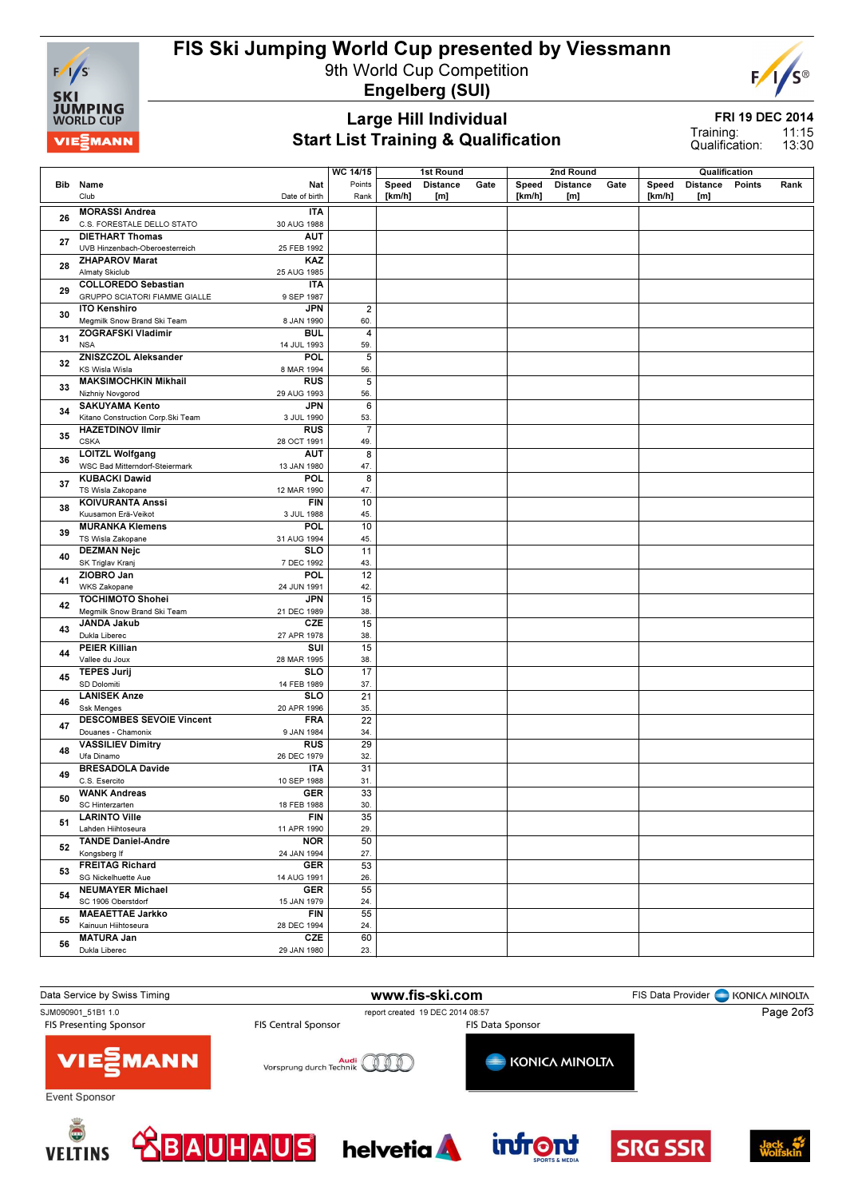# FIS Ski Jumping World Cup presented by Viessmann

9th World Cup Competition

**Engelberg (SUI)**

## Large Hill Individual
## Start List Training & Qualification

**FRI 19 DEC 2014**

Training: 11:15

Qualification: 13:30

| Bib | Name / Club | Nat / Date of birth | WC 14/15 Points / Rank | 1st Round Speed [km/h] | 1st Round Distance [m] | 1st Round Gate | 2nd Round Speed [km/h] | 2nd Round Distance [m] | 2nd Round Gate | Qualification Speed [km/h] | Qualification Distance [m] | Qualification Points | Qualification Rank |
|---|---|---|---|---|---|---|---|---|---|---|---|---|---|
| 26 | MORASSI Andrea<br>C.S. FORESTALE DELLO STATO | ITA<br>30 AUG 1988 | | | | | | | | | | | |
| 27 | DIETHART Thomas<br>UVB Hinzenbach-Oberoesterreich | AUT<br>25 FEB 1992 | | | | | | | | | | | |
| 28 | ZHAPAROV Marat<br>Almaty Skiclub | KAZ<br>25 AUG 1985 | | | | | | | | | | | |
| 29 | COLLOREDO Sebastian<br>GRUPPO SCIATORI FIAMME GIALLE | ITA<br>9 SEP 1987 | | | | | | | | | | | |
| 30 | ITO Kenshiro<br>Megmilk Snow Brand Ski Team | JPN<br>8 JAN 1990 | 2<br>60. | | | | | | | | | | |
| 31 | ZOGRAFSKI Vladimir<br>NSA | BUL<br>14 JUL 1993 | 4<br>59. | | | | | | | | | | |
| 32 | ZNISZCZOL Aleksander<br>KS Wisla Wisla | POL<br>8 MAR 1994 | 5<br>56. | | | | | | | | | | |
| 33 | MAKSIMOCHKIN Mikhail<br>Nizhniy Novgorod | RUS<br>29 AUG 1993 | 5<br>56. | | | | | | | | | | |
| 34 | SAKUYAMA Kento<br>Kitano Construction Corp.Ski Team | JPN<br>3 JUL 1990 | 6<br>53. | | | | | | | | | | |
| 35 | HAZETDINOV Ilmir<br>CSKA | RUS<br>28 OCT 1991 | 7<br>49. | | | | | | | | | | |
| 36 | LOITZL Wolfgang<br>WSC Bad Mitterndorf-Steiermark | AUT<br>13 JAN 1980 | 8<br>47. | | | | | | | | | | |
| 37 | KUBACKI Dawid<br>TS Wisla Zakopane | POL<br>12 MAR 1990 | 8<br>47. | | | | | | | | | | |
| 38 | KOIVURANTA Anssi<br>Kuusamon Erä-Veikot | FIN<br>3 JUL 1988 | 10<br>45. | | | | | | | | | | |
| 39 | MURANKA Klemens<br>TS Wisla Zakopane | POL<br>31 AUG 1994 | 10<br>45. | | | | | | | | | | |
| 40 | DEZMAN Nejc<br>SK Triglav Kranj | SLO<br>7 DEC 1992 | 11<br>43. | | | | | | | | | | |
| 41 | ZIOBRO Jan<br>WKS Zakopane | POL<br>24 JUN 1991 | 12<br>42. | | | | | | | | | | |
| 42 | TOCHIMOTO Shohei<br>Megmilk Snow Brand Ski Team | JPN<br>21 DEC 1989 | 15<br>38. | | | | | | | | | | |
| 43 | JANDA Jakub<br>Dukla Liberec | CZE<br>27 APR 1978 | 15<br>38. | | | | | | | | | | |
| 44 | PEIER Killian<br>Vallee du Joux | SUI<br>28 MAR 1995 | 15<br>38. | | | | | | | | | | |
| 45 | TEPES Jurij<br>SD Dolomiti | SLO<br>14 FEB 1989 | 17<br>37. | | | | | | | | | | |
| 46 | LANISEK Anze<br>Ssk Menges | SLO<br>20 APR 1996 | 21<br>35. | | | | | | | | | | |
| 47 | DESCOMBES SEVOIE Vincent<br>Douanes - Chamonix | FRA<br>9 JAN 1984 | 22<br>34. | | | | | | | | | | |
| 48 | VASSILIEV Dimitry<br>Ufa Dinamo | RUS<br>26 DEC 1979 | 29<br>32. | | | | | | | | | | |
| 49 | BRESADOLA Davide<br>C.S. Esercito | ITA<br>10 SEP 1988 | 31<br>31. | | | | | | | | | | |
| 50 | WANK Andreas<br>SC Hinterzarten | GER<br>18 FEB 1988 | 33<br>30. | | | | | | | | | | |
| 51 | LARINTO Ville<br>Lahden Hiihtoseura | FIN<br>11 APR 1990 | 35<br>29. | | | | | | | | | | |
| 52 | TANDE Daniel-Andre<br>Kongsberg If | NOR<br>24 JAN 1994 | 50<br>27. | | | | | | | | | | |
| 53 | FREITAG Richard<br>SG Nickelhuette Aue | GER<br>14 AUG 1991 | 53<br>26. | | | | | | | | | | |
| 54 | NEUMAYER Michael<br>SC 1906 Oberstdorf | GER<br>15 JAN 1979 | 55<br>24. | | | | | | | | | | |
| 55 | MAEAETTAE Jarkko<br>Kainuun Hiihtoseura | FIN<br>28 DEC 1994 | 55<br>24. | | | | | | | | | | |
| 56 | MATURA Jan<br>Dukla Liberec | CZE<br>29 JAN 1980 | 60<br>23. | | | | | | | | | | |

Data Service by Swiss Timing | www.fis-ski.com | FIS Data Provider KONICA MINOLTA

SJM090901_51B1 1.0 | report created 19 DEC 2014 08:57

FIS Presenting Sponsor | FIS Central Sponsor | FIS Data Sponsor

Event Sponsor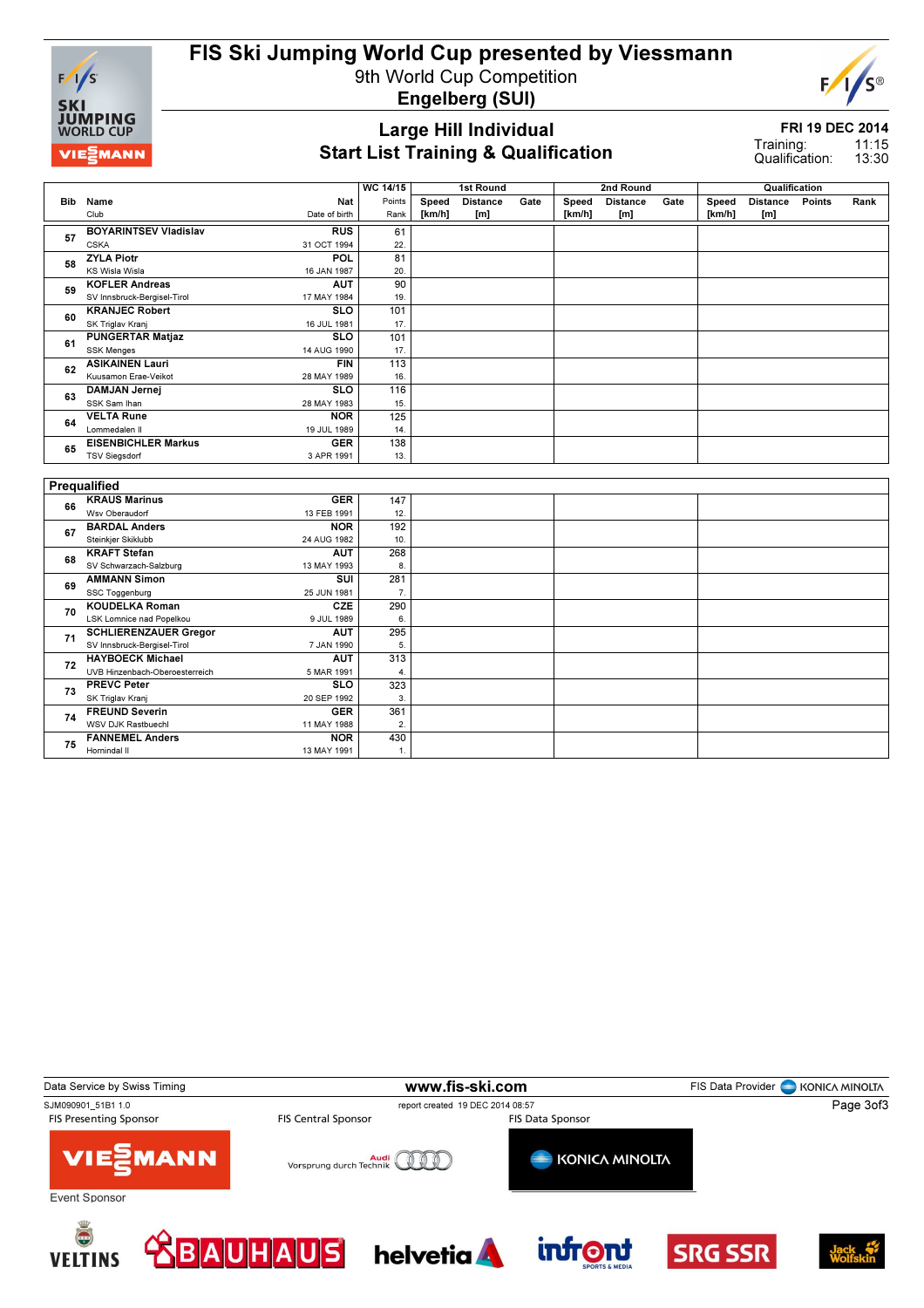# FIS Ski Jumping World Cup presented by Viessmann

9th World Cup Competition
**Engelberg (SUI)**

## Large Hill Individual
## Start List Training & Qualification

**FRI 19 DEC 2014**
Training: 11:15
Qualification: 13:30

| Bib | Name / Club | Nat / Date of birth | WC 14/15 Points / Rank | 1st Round Speed [km/h] | 1st Round Distance [m] | 1st Round Gate | 2nd Round Speed [km/h] | 2nd Round Distance [m] | 2nd Round Gate | Qualification Speed [km/h] | Qualification Distance [m] | Qualification Points | Qualification Rank |
|---|---|---|---|---|---|---|---|---|---|---|---|---|---|
| 57 | **BOYARINTSEV Vladislav** CSKA | RUS 31 OCT 1994 | 61 / 22. | | | | | | | | | | |
| 58 | **ZYLA Piotr** KS Wisla Wisla | POL 16 JAN 1987 | 81 / 20. | | | | | | | | | | |
| 59 | **KOFLER Andreas** SV Innsbruck-Bergisel-Tirol | AUT 17 MAY 1984 | 90 / 19. | | | | | | | | | | |
| 60 | **KRANJEC Robert** SK Triglav Kranj | SLO 16 JUL 1981 | 101 / 17. | | | | | | | | | | |
| 61 | **PUNGERTAR Matjaz** SSK Menges | SLO 14 AUG 1990 | 101 / 17. | | | | | | | | | | |
| 62 | **ASIKAINEN Lauri** Kuusamon Erae-Veikot | FIN 28 MAY 1989 | 113 / 16. | | | | | | | | | | |
| 63 | **DAMJAN Jernej** SSK Sam Ihan | SLO 28 MAY 1983 | 116 / 15. | | | | | | | | | | |
| 64 | **VELTA Rune** Lommedalen Il | NOR 19 JUL 1989 | 125 / 14. | | | | | | | | | | |
| 65 | **EISENBICHLER Markus** TSV Siegsdorf | GER 3 APR 1991 | 138 / 13. | | | | | | | | | | |

**Prequalified**

| Bib | Name / Club | Nat / Date of birth | WC 14/15 Points / Rank | 1st Round Speed [km/h] | 1st Round Distance [m] | 1st Round Gate | 2nd Round Speed [km/h] | 2nd Round Distance [m] | 2nd Round Gate | Qualification Speed [km/h] | Qualification Distance [m] | Qualification Points | Qualification Rank |
|---|---|---|---|---|---|---|---|---|---|---|---|---|---|
| 66 | **KRAUS Marinus** Wsv Oberaudorf | GER 13 FEB 1991 | 147 / 12. | | | | | | | | | | |
| 67 | **BARDAL Anders** Steinkjer Skiklubb | NOR 24 AUG 1982 | 192 / 10. | | | | | | | | | | |
| 68 | **KRAFT Stefan** SV Schwarzach-Salzburg | AUT 13 MAY 1993 | 268 / 8. | | | | | | | | | | |
| 69 | **AMMANN Simon** SSC Toggenburg | SUI 25 JUN 1981 | 281 / 7. | | | | | | | | | | |
| 70 | **KOUDELKA Roman** LSK Lomnice nad Popelkou | CZE 9 JUL 1989 | 290 / 6. | | | | | | | | | | |
| 71 | **SCHLIERENZAUER Gregor** SV Innsbruck-Bergisel-Tirol | AUT 7 JAN 1990 | 295 / 5. | | | | | | | | | | |
| 72 | **HAYBOECK Michael** UVB Hinzenbach-Oberoesterreich | AUT 5 MAR 1991 | 313 / 4. | | | | | | | | | | |
| 73 | **PREVC Peter** SK Triglav Kranj | SLO 20 SEP 1992 | 323 / 3. | | | | | | | | | | |
| 74 | **FREUND Severin** WSV DJK Rastbuechl | GER 11 MAY 1988 | 361 / 2. | | | | | | | | | | |
| 75 | **FANNEMEL Anders** Hornindal Il | NOR 13 MAY 1991 | 430 / 1. | | | | | | | | | | |

Data Service by Swiss Timing — www.fis-ski.com — FIS Data Provider KONICA MINOLTA

SJM090901_51B1 1.0 — report created 19 DEC 2014 08:57

FIS Presenting Sponsor: VIESSMANN — FIS Central Sponsor: Audi Vorsprung durch Technik — FIS Data Sponsor: KONICA MINOLTA

Event Sponsor: VELTINS, BAUHAUS, helvetia, infront, SRG SSR, Jack Wolfskin